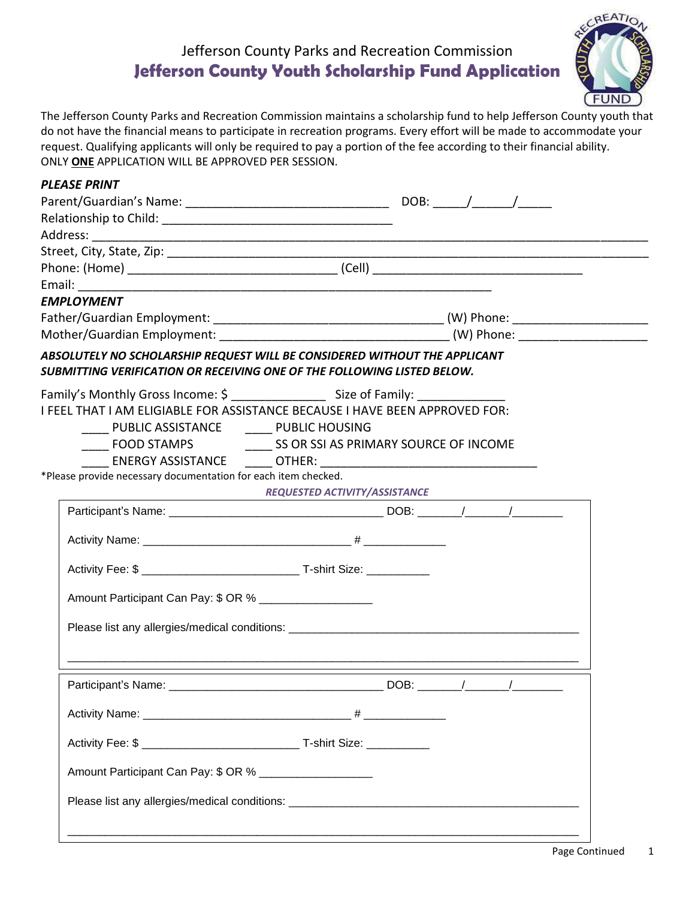Jefferson County Parks and Recreation Commission

# Jefferson County Youth Scholarship Fund Application

The Jefferson County Parks and Recreation Commission maintains a scholarship fund to help Jefferson County youth that do not have the financial means to participate in recreation programs. Every effort will be made to accommodate your request. Qualifying applicants will only be required to pay a portion of the fee according to their financial ability.
ONLY **ONE** APPLICATION WILL BE APPROVED PER SESSION.

***PLEASE PRINT***

Parent/Guardian's Name: ______________________________ DOB: _____/______/_____

Relationship to Child: __________________________________

Address: ___________________________________________________________________________

Street, City, State, Zip: _____________________________________________________________________

Phone: (Home) _______________________________ (Cell) _______________________________

Email: _______________________________________________________________

***EMPLOYMENT***

Father/Guardian Employment: _________________________________ (W) Phone: ____________________

Mother/Guardian Employment: _________________________________ (W) Phone: ____________________

***ABSOLUTELY NO SCHOLARSHIP REQUEST WILL BE CONSIDERED WITHOUT THE APPLICANT SUBMITTING VERIFICATION OR RECEIVING ONE OF THE FOLLOWING LISTED BELOW.***

Family's Monthly Gross Income: $ ______________ Size of Family: _____________

I FEEL THAT I AM ELIGIABLE FOR ASSISTANCE BECAUSE I HAVE BEEN APPROVED FOR:

____ PUBLIC ASSISTANCE ____ PUBLIC HOUSING

____ FOOD STAMPS ____ SS OR SSI AS PRIMARY SOURCE OF INCOME

____ ENERGY ASSISTANCE ____ OTHER: _________________________________

*Please provide necessary documentation for each item checked.

***REQUESTED ACTIVITY/ASSISTANCE***

Participant's Name: _________________________________ DOB: _______/_______/________

Activity Name: ________________________________ # _____________

Activity Fee: $ ________________________ T-shirt Size: __________

Amount Participant Can Pay: $ OR % _________________

Please list any allergies/medical conditions: _____________________________________________

_______________________________________________________________________________

Participant's Name: _________________________________ DOB: _______/_______/________

Activity Name: ________________________________ # _____________

Activity Fee: $ ________________________ T-shirt Size: __________

Amount Participant Can Pay: $ OR % _________________

Please list any allergies/medical conditions: _____________________________________________

_______________________________________________________________________________

Page Continued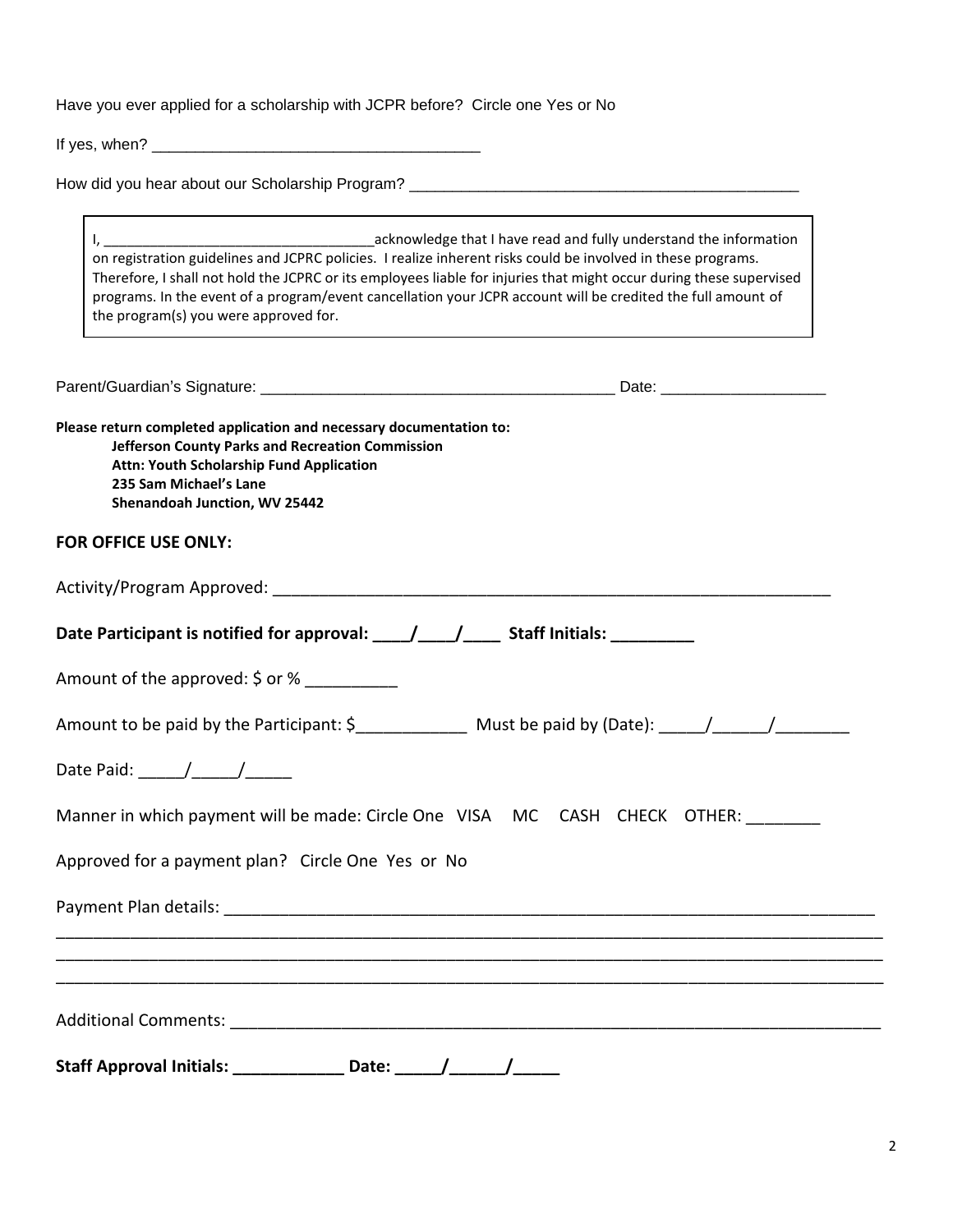Have you ever applied for a scholarship with JCPR before? Circle one Yes or No

If yes, when? ______________________________________

How did you hear about our Scholarship Program? _____________________________________________

I, __________________________________acknowledge that I have read and fully understand the information on registration guidelines and JCPRC policies. I realize inherent risks could be involved in these programs. Therefore, I shall not hold the JCPRC or its employees liable for injuries that might occur during these supervised programs. In the event of a program/event cancellation your JCPR account will be credited the full amount of the program(s) you were approved for.

Parent/Guardian's Signature: _________________________________________ Date: ___________________

**Please return completed application and necessary documentation to:**

**Jefferson County Parks and Recreation Commission**
**Attn: Youth Scholarship Fund Application**
**235 Sam Michael's Lane**
**Shenandoah Junction, WV 25442**

**FOR OFFICE USE ONLY:**

Activity/Program Approved: ______________________________________________________________

**Date Participant is notified for approval: ____/____/____ Staff Initials: _________**

Amount of the approved: $ or % __________

Amount to be paid by the Participant: $____________ Must be paid by (Date): _____/______/________

Date Paid: _____/_____/_____

Manner in which payment will be made: Circle One VISA MC CASH CHECK OTHER: ________

Approved for a payment plan? Circle One Yes or No

Payment Plan details: _________________________________________________________________________
_____________________________________________________________________________________________
_____________________________________________________________________________________________
_____________________________________________________________________________________________

Additional Comments: __________________________________________________________________________

**Staff Approval Initials: ____________ Date: _____/______/_____**